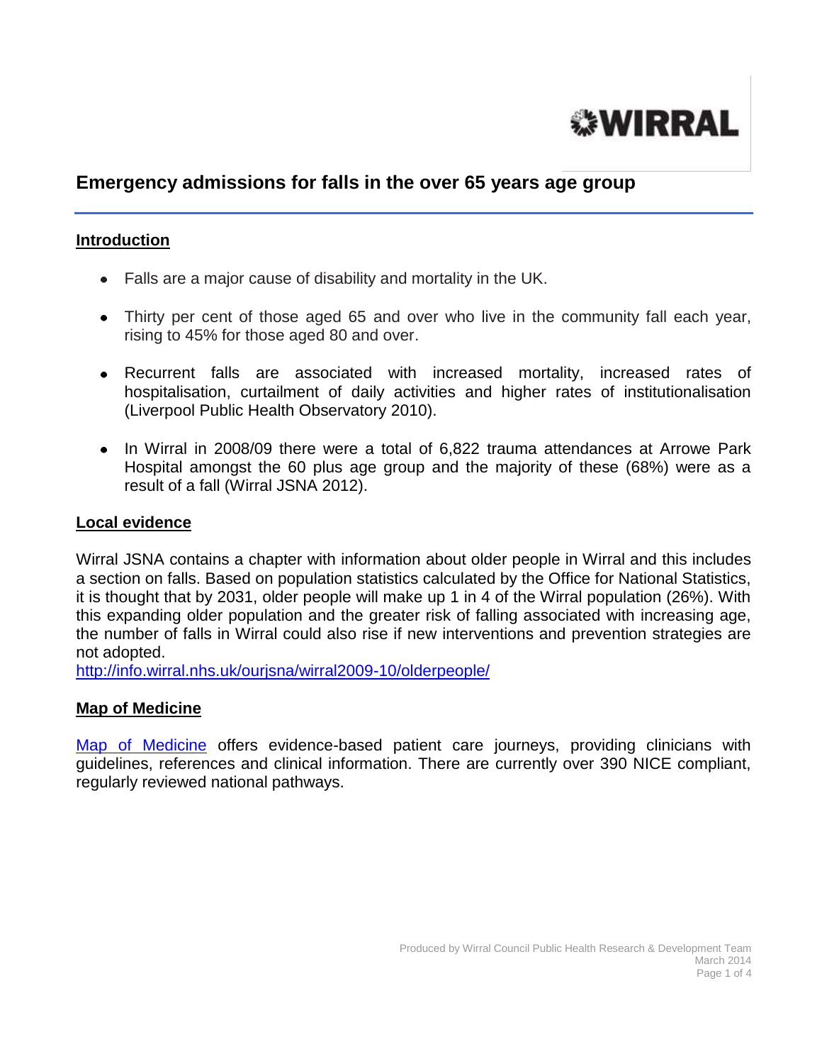WIRRAL

# Emergency admissions for falls in the over 65 years age group

## Introduction

- Falls are a major cause of disability and mortality in the UK.
- Thirty per cent of those aged 65 and over who live in the community fall each year, rising to 45% for those aged 80 and over.
- Recurrent falls are associated with increased mortality, increased rates of hospitalisation, curtailment of daily activities and higher rates of institutionalisation (Liverpool Public Health Observatory 2010).
- In Wirral in 2008/09 there were a total of 6,822 trauma attendances at Arrowe Park Hospital amongst the 60 plus age group and the majority of these (68%) were as a result of a fall (Wirral JSNA 2012).

## Local evidence

Wirral JSNA contains a chapter with information about older people in Wirral and this includes a section on falls. Based on population statistics calculated by the Office for National Statistics, it is thought that by 2031, older people will make up 1 in 4 of the Wirral population (26%). With this expanding older population and the greater risk of falling associated with increasing age, the number of falls in Wirral could also rise if new interventions and prevention strategies are not adopted.
http://info.wirral.nhs.uk/ourjsna/wirral2009-10/olderpeople/

## Map of Medicine

Map of Medicine offers evidence-based patient care journeys, providing clinicians with guidelines, references and clinical information. There are currently over 390 NICE compliant, regularly reviewed national pathways.

Produced by Wirral Council Public Health Research & Development Team
March 2014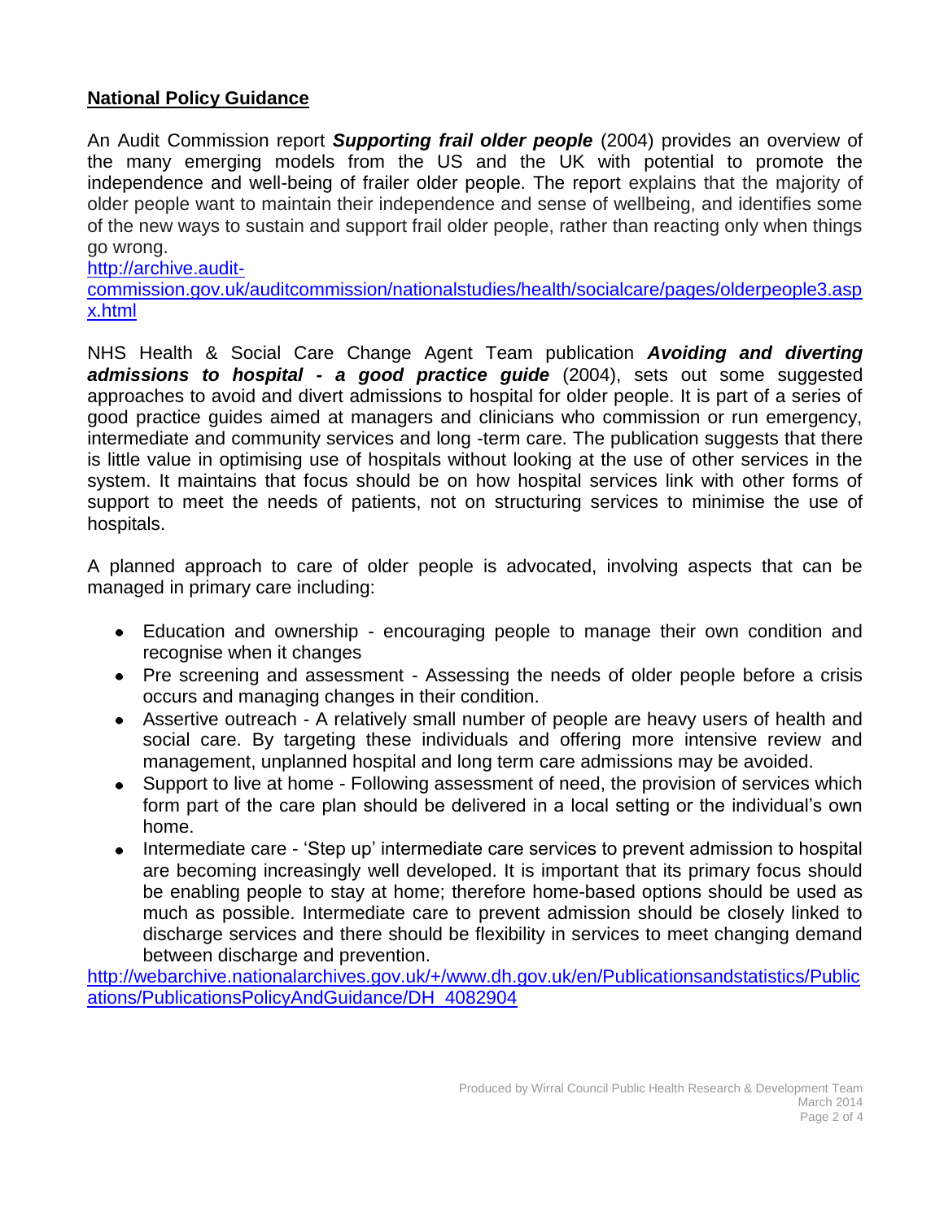## National Policy Guidance

An Audit Commission report ***Supporting frail older people*** (2004) provides an overview of the many emerging models from the US and the UK with potential to promote the independence and well-being of frailer older people. The report explains that the majority of older people want to maintain their independence and sense of wellbeing, and identifies some of the new ways to sustain and support frail older people, rather than reacting only when things go wrong.
http://archive.audit-commission.gov.uk/auditcommission/nationalstudies/health/socialcare/pages/olderpeople3.aspx.html

NHS Health & Social Care Change Agent Team publication ***Avoiding and diverting admissions to hospital - a good practice guide*** (2004), sets out some suggested approaches to avoid and divert admissions to hospital for older people. It is part of a series of good practice guides aimed at managers and clinicians who commission or run emergency, intermediate and community services and long -term care. The publication suggests that there is little value in optimising use of hospitals without looking at the use of other services in the system. It maintains that focus should be on how hospital services link with other forms of support to meet the needs of patients, not on structuring services to minimise the use of hospitals.

A planned approach to care of older people is advocated, involving aspects that can be managed in primary care including:

- Education and ownership - encouraging people to manage their own condition and recognise when it changes
- Pre screening and assessment - Assessing the needs of older people before a crisis occurs and managing changes in their condition.
- Assertive outreach - A relatively small number of people are heavy users of health and social care. By targeting these individuals and offering more intensive review and management, unplanned hospital and long term care admissions may be avoided.
- Support to live at home - Following assessment of need, the provision of services which form part of the care plan should be delivered in a local setting or the individual's own home.
- Intermediate care - 'Step up' intermediate care services to prevent admission to hospital are becoming increasingly well developed. It is important that its primary focus should be enabling people to stay at home; therefore home-based options should be used as much as possible. Intermediate care to prevent admission should be closely linked to discharge services and there should be flexibility in services to meet changing demand between discharge and prevention.

http://webarchive.nationalarchives.gov.uk/+/www.dh.gov.uk/en/Publicationsandstatistics/Publications/PublicationsPolicyAndGuidance/DH_4082904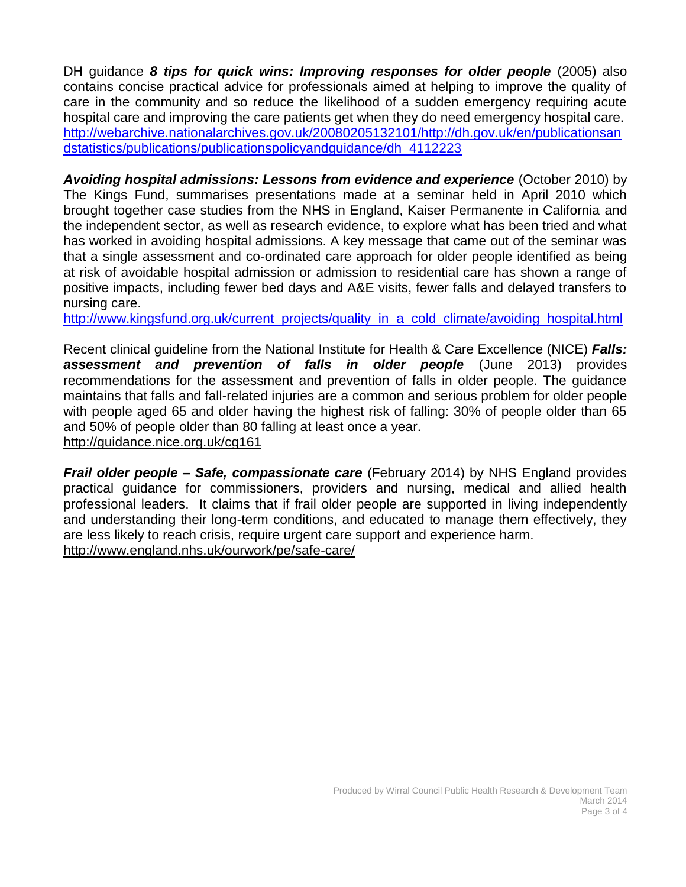DH guidance ***8 tips for quick wins: Improving responses for older people*** (2005) also contains concise practical advice for professionals aimed at helping to improve the quality of care in the community and so reduce the likelihood of a sudden emergency requiring acute hospital care and improving the care patients get when they do need emergency hospital care. http://webarchive.nationalarchives.gov.uk/20080205132101/http://dh.gov.uk/en/publicationsandstatistics/publications/publicationspolicyandguidance/dh_4112223

***Avoiding hospital admissions: Lessons from evidence and experience*** (October 2010) by The Kings Fund, summarises presentations made at a seminar held in April 2010 which brought together case studies from the NHS in England, Kaiser Permanente in California and the independent sector, as well as research evidence, to explore what has been tried and what has worked in avoiding hospital admissions. A key message that came out of the seminar was that a single assessment and co-ordinated care approach for older people identified as being at risk of avoidable hospital admission or admission to residential care has shown a range of positive impacts, including fewer bed days and A&E visits, fewer falls and delayed transfers to nursing care.
http://www.kingsfund.org.uk/current_projects/quality_in_a_cold_climate/avoiding_hospital.html

Recent clinical guideline from the National Institute for Health & Care Excellence (NICE) ***Falls: assessment and prevention of falls in older people*** (June 2013) provides recommendations for the assessment and prevention of falls in older people. The guidance maintains that falls and fall-related injuries are a common and serious problem for older people with people aged 65 and older having the highest risk of falling: 30% of people older than 65 and 50% of people older than 80 falling at least once a year.
http://guidance.nice.org.uk/cg161

***Frail older people – Safe, compassionate care*** (February 2014) by NHS England provides practical guidance for commissioners, providers and nursing, medical and allied health professional leaders. It claims that if frail older people are supported in living independently and understanding their long-term conditions, and educated to manage them effectively, they are less likely to reach crisis, require urgent care support and experience harm.
http://www.england.nhs.uk/ourwork/pe/safe-care/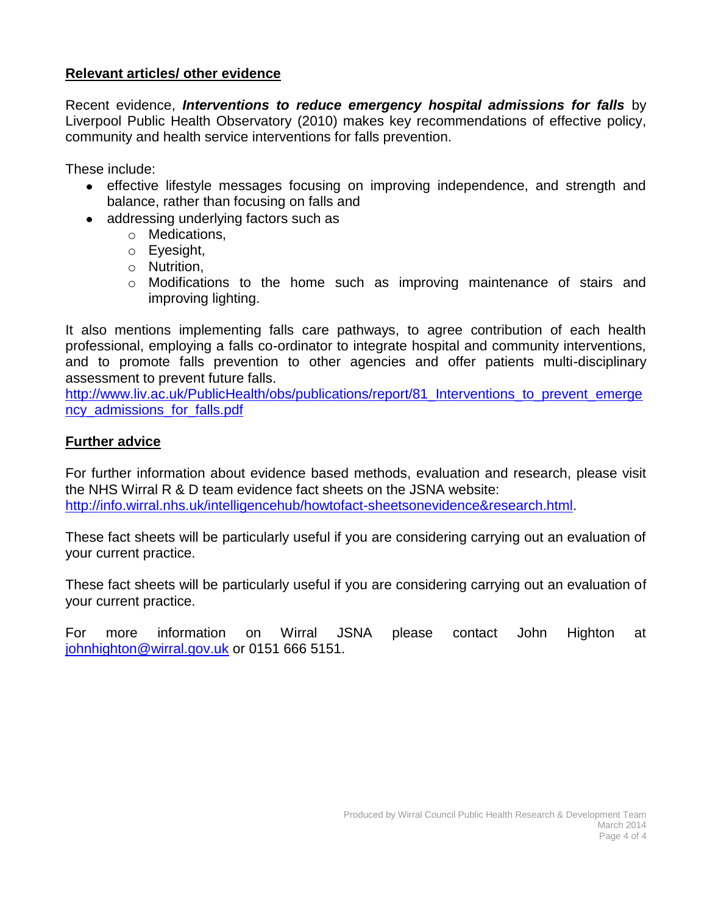**Relevant articles/ other evidence**

Recent evidence, ***Interventions to reduce emergency hospital admissions for falls*** by Liverpool Public Health Observatory (2010) makes key recommendations of effective policy, community and health service interventions for falls prevention.

These include:

- effective lifestyle messages focusing on improving independence, and strength and balance, rather than focusing on falls and
- addressing underlying factors such as
  - Medications,
  - Eyesight,
  - Nutrition,
  - Modifications to the home such as improving maintenance of stairs and improving lighting.

It also mentions implementing falls care pathways, to agree contribution of each health professional, employing a falls co-ordinator to integrate hospital and community interventions, and to promote falls prevention to other agencies and offer patients multi-disciplinary assessment to prevent future falls.
http://www.liv.ac.uk/PublicHealth/obs/publications/report/81_Interventions_to_prevent_emergency_admissions_for_falls.pdf

**Further advice**

For further information about evidence based methods, evaluation and research, please visit the NHS Wirral R & D team evidence fact sheets on the JSNA website: http://info.wirral.nhs.uk/intelligencehub/howtofact-sheetsonevidence&research.html.

These fact sheets will be particularly useful if you are considering carrying out an evaluation of your current practice.

These fact sheets will be particularly useful if you are considering carrying out an evaluation of your current practice.

For more information on Wirral JSNA please contact John Highton at johnhighton@wirral.gov.uk or 0151 666 5151.